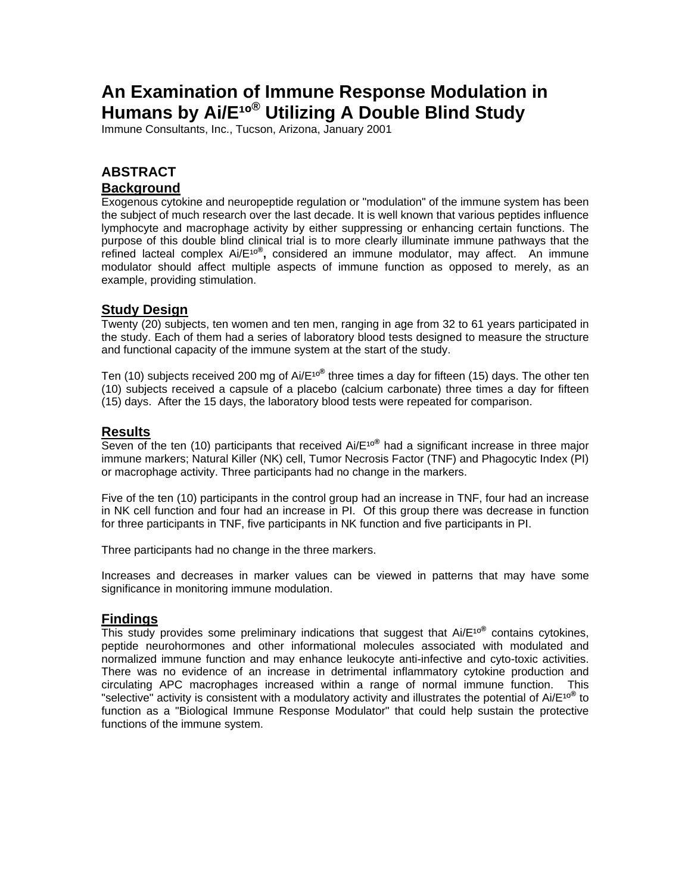# An Examination of Immune Response Modulation in Humans by Ai/E¹ᵒ® Utilizing A Double Blind Study

Immune Consultants, Inc., Tucson, Arizona, January 2001

## ABSTRACT

### Background

Exogenous cytokine and neuropeptide regulation or "modulation" of the immune system has been the subject of much research over the last decade. It is well known that various peptides influence lymphocyte and macrophage activity by either suppressing or enhancing certain functions. The purpose of this double blind clinical trial is to more clearly illuminate immune pathways that the refined lacteal complex Ai/E¹ᵒ®**,** considered an immune modulator, may affect. An immune modulator should affect multiple aspects of immune function as opposed to merely, as an example, providing stimulation.

### Study Design

Twenty (20) subjects, ten women and ten men, ranging in age from 32 to 61 years participated in the study. Each of them had a series of laboratory blood tests designed to measure the structure and functional capacity of the immune system at the start of the study.

Ten (10) subjects received 200 mg of Ai/E¹ᵒ® three times a day for fifteen (15) days. The other ten (10) subjects received a capsule of a placebo (calcium carbonate) three times a day for fifteen (15) days. After the 15 days, the laboratory blood tests were repeated for comparison.

### Results

Seven of the ten (10) participants that received Ai/E¹ᵒ® had a significant increase in three major immune markers; Natural Killer (NK) cell, Tumor Necrosis Factor (TNF) and Phagocytic Index (PI) or macrophage activity. Three participants had no change in the markers.

Five of the ten (10) participants in the control group had an increase in TNF, four had an increase in NK cell function and four had an increase in PI. Of this group there was decrease in function for three participants in TNF, five participants in NK function and five participants in PI.

Three participants had no change in the three markers.

Increases and decreases in marker values can be viewed in patterns that may have some significance in monitoring immune modulation.

### Findings

This study provides some preliminary indications that suggest that Ai/E¹ᵒ® contains cytokines, peptide neurohormones and other informational molecules associated with modulated and normalized immune function and may enhance leukocyte anti-infective and cyto-toxic activities. There was no evidence of an increase in detrimental inflammatory cytokine production and circulating APC macrophages increased within a range of normal immune function. This "selective" activity is consistent with a modulatory activity and illustrates the potential of Ai/E¹ᵒ® to function as a "Biological Immune Response Modulator" that could help sustain the protective functions of the immune system.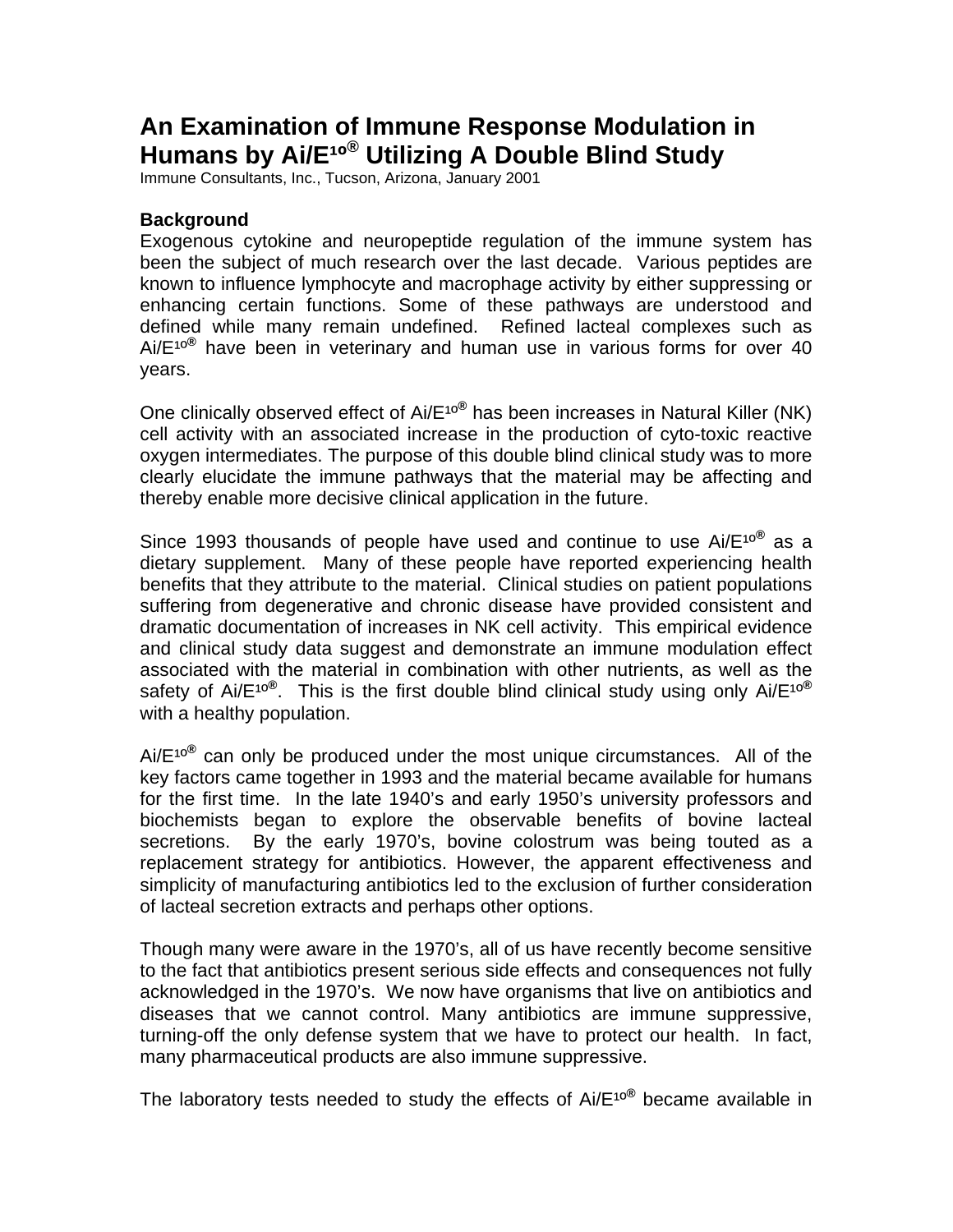# An Examination of Immune Response Modulation in Humans by Ai/E¹ᵒ® Utilizing A Double Blind Study

Immune Consultants, Inc., Tucson, Arizona, January 2001

### Background

Exogenous cytokine and neuropeptide regulation of the immune system has been the subject of much research over the last decade. Various peptides are known to influence lymphocyte and macrophage activity by either suppressing or enhancing certain functions. Some of these pathways are understood and defined while many remain undefined. Refined lacteal complexes such as Ai/E¹ᵒ® have been in veterinary and human use in various forms for over 40 years.

One clinically observed effect of Ai/E¹ᵒ® has been increases in Natural Killer (NK) cell activity with an associated increase in the production of cyto-toxic reactive oxygen intermediates. The purpose of this double blind clinical study was to more clearly elucidate the immune pathways that the material may be affecting and thereby enable more decisive clinical application in the future.

Since 1993 thousands of people have used and continue to use Ai/E¹ᵒ® as a dietary supplement. Many of these people have reported experiencing health benefits that they attribute to the material. Clinical studies on patient populations suffering from degenerative and chronic disease have provided consistent and dramatic documentation of increases in NK cell activity. This empirical evidence and clinical study data suggest and demonstrate an immune modulation effect associated with the material in combination with other nutrients, as well as the safety of Ai/E¹ᵒ®. This is the first double blind clinical study using only Ai/E¹ᵒ® with a healthy population.

Ai/E¹ᵒ® can only be produced under the most unique circumstances. All of the key factors came together in 1993 and the material became available for humans for the first time. In the late 1940's and early 1950's university professors and biochemists began to explore the observable benefits of bovine lacteal secretions. By the early 1970's, bovine colostrum was being touted as a replacement strategy for antibiotics. However, the apparent effectiveness and simplicity of manufacturing antibiotics led to the exclusion of further consideration of lacteal secretion extracts and perhaps other options.

Though many were aware in the 1970's, all of us have recently become sensitive to the fact that antibiotics present serious side effects and consequences not fully acknowledged in the 1970's. We now have organisms that live on antibiotics and diseases that we cannot control. Many antibiotics are immune suppressive, turning-off the only defense system that we have to protect our health. In fact, many pharmaceutical products are also immune suppressive.

The laboratory tests needed to study the effects of Ai/E¹ᵒ® became available in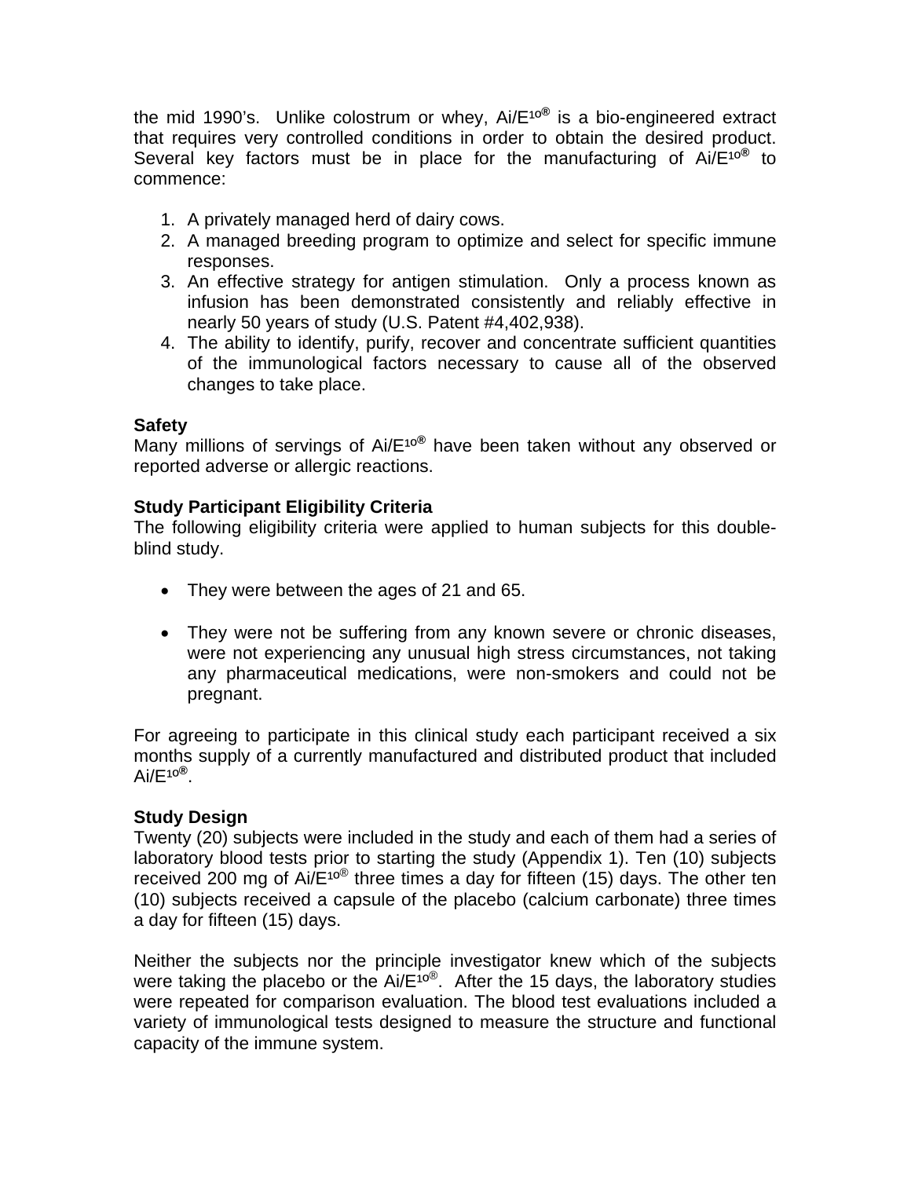the mid 1990's. Unlike colostrum or whey, Ai/E¹⁰® is a bio-engineered extract that requires very controlled conditions in order to obtain the desired product. Several key factors must be in place for the manufacturing of Ai/E¹⁰® to commence:

1. A privately managed herd of dairy cows.
2. A managed breeding program to optimize and select for specific immune responses.
3. An effective strategy for antigen stimulation. Only a process known as infusion has been demonstrated consistently and reliably effective in nearly 50 years of study (U.S. Patent #4,402,938).
4. The ability to identify, purify, recover and concentrate sufficient quantities of the immunological factors necessary to cause all of the observed changes to take place.

**Safety**
Many millions of servings of Ai/E¹⁰® have been taken without any observed or reported adverse or allergic reactions.

**Study Participant Eligibility Criteria**
The following eligibility criteria were applied to human subjects for this double-blind study.

- They were between the ages of 21 and 65.
- They were not be suffering from any known severe or chronic diseases, were not experiencing any unusual high stress circumstances, not taking any pharmaceutical medications, were non-smokers and could not be pregnant.

For agreeing to participate in this clinical study each participant received a six months supply of a currently manufactured and distributed product that included Ai/E¹⁰®.

**Study Design**
Twenty (20) subjects were included in the study and each of them had a series of laboratory blood tests prior to starting the study (Appendix 1). Ten (10) subjects received 200 mg of Ai/E¹⁰® three times a day for fifteen (15) days. The other ten (10) subjects received a capsule of the placebo (calcium carbonate) three times a day for fifteen (15) days.

Neither the subjects nor the principle investigator knew which of the subjects were taking the placebo or the Ai/E¹⁰®. After the 15 days, the laboratory studies were repeated for comparison evaluation. The blood test evaluations included a variety of immunological tests designed to measure the structure and functional capacity of the immune system.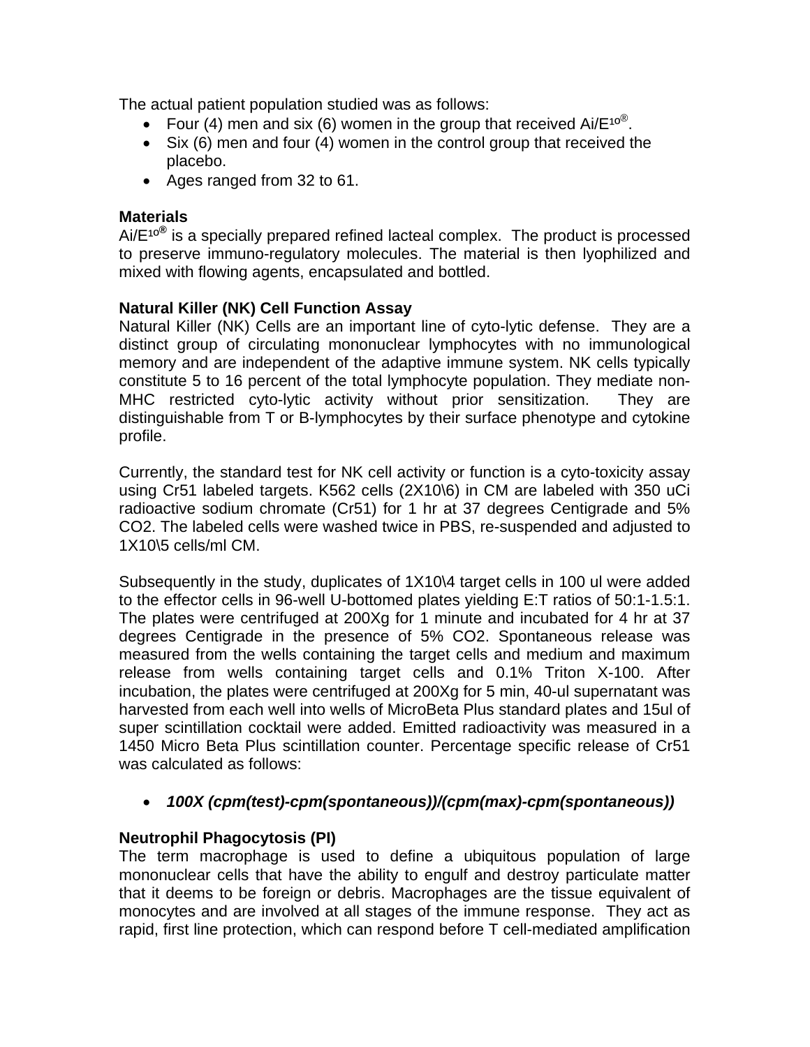The actual patient population studied was as follows:

- Four (4) men and six (6) women in the group that received Ai/E¹⁰®.
- Six (6) men and four (4) women in the control group that received the placebo.
- Ages ranged from 32 to 61.

### Materials

Ai/E¹⁰® is a specially prepared refined lacteal complex. The product is processed to preserve immuno-regulatory molecules. The material is then lyophilized and mixed with flowing agents, encapsulated and bottled.

### Natural Killer (NK) Cell Function Assay

Natural Killer (NK) Cells are an important line of cyto-lytic defense. They are a distinct group of circulating mononuclear lymphocytes with no immunological memory and are independent of the adaptive immune system. NK cells typically constitute 5 to 16 percent of the total lymphocyte population. They mediate non-MHC restricted cyto-lytic activity without prior sensitization. They are distinguishable from T or B-lymphocytes by their surface phenotype and cytokine profile.

Currently, the standard test for NK cell activity or function is a cyto-toxicity assay using Cr51 labeled targets. K562 cells (2X10\6) in CM are labeled with 350 uCi radioactive sodium chromate (Cr51) for 1 hr at 37 degrees Centigrade and 5% CO2. The labeled cells were washed twice in PBS, re-suspended and adjusted to 1X10\5 cells/ml CM.

Subsequently in the study, duplicates of 1X10\4 target cells in 100 ul were added to the effector cells in 96-well U-bottomed plates yielding E:T ratios of 50:1-1.5:1. The plates were centrifuged at 200Xg for 1 minute and incubated for 4 hr at 37 degrees Centigrade in the presence of 5% CO2. Spontaneous release was measured from the wells containing the target cells and medium and maximum release from wells containing target cells and 0.1% Triton X-100. After incubation, the plates were centrifuged at 200Xg for 5 min, 40-ul supernatant was harvested from each well into wells of MicroBeta Plus standard plates and 15ul of super scintillation cocktail were added. Emitted radioactivity was measured in a 1450 Micro Beta Plus scintillation counter. Percentage specific release of Cr51 was calculated as follows:

- ***100X (cpm(test)-cpm(spontaneous))/(cpm(max)-cpm(spontaneous))***

### Neutrophil Phagocytosis (PI)

The term macrophage is used to define a ubiquitous population of large mononuclear cells that have the ability to engulf and destroy particulate matter that it deems to be foreign or debris. Macrophages are the tissue equivalent of monocytes and are involved at all stages of the immune response. They act as rapid, first line protection, which can respond before T cell-mediated amplification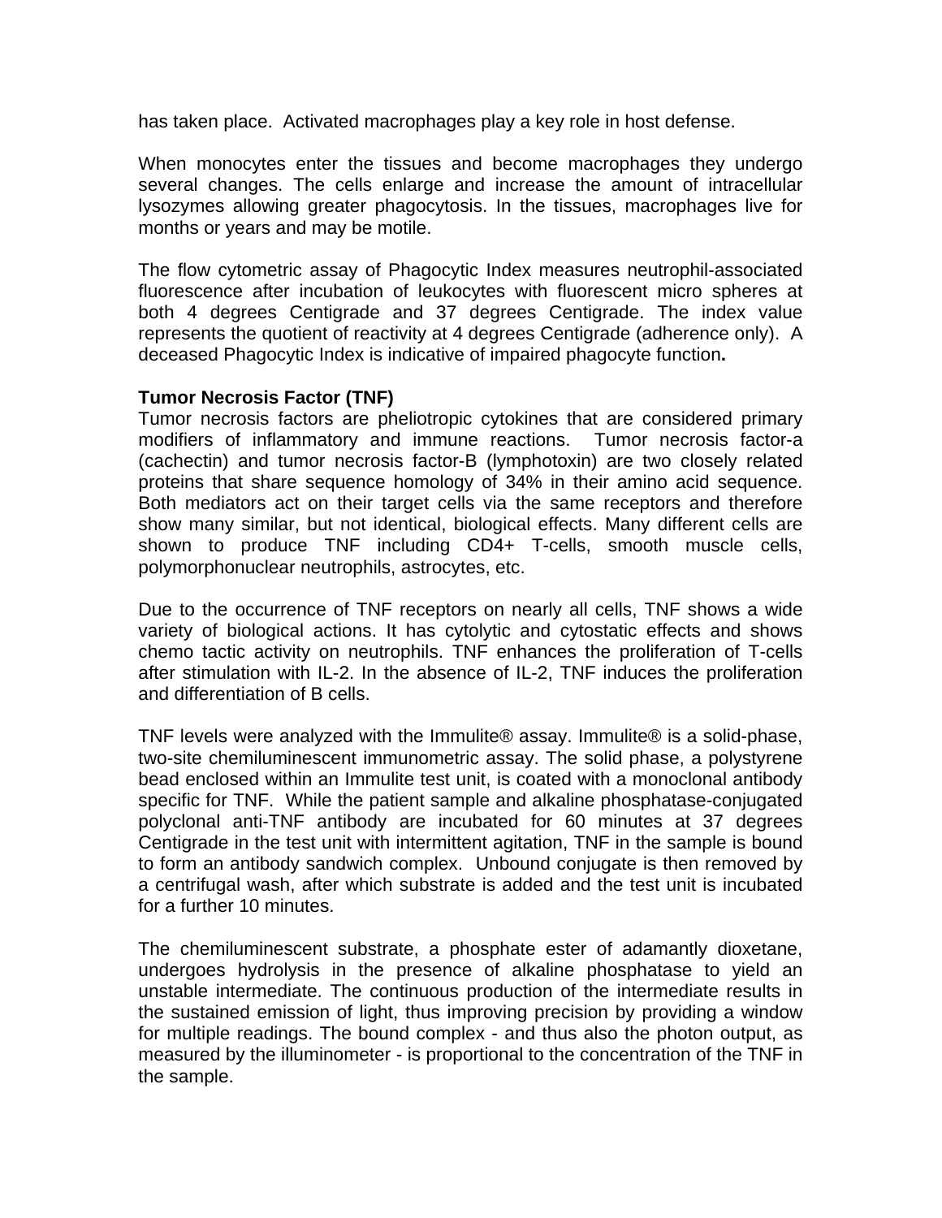has taken place. Activated macrophages play a key role in host defense.

When monocytes enter the tissues and become macrophages they undergo several changes. The cells enlarge and increase the amount of intracellular lysozymes allowing greater phagocytosis. In the tissues, macrophages live for months or years and may be motile.

The flow cytometric assay of Phagocytic Index measures neutrophil-associated fluorescence after incubation of leukocytes with fluorescent micro spheres at both 4 degrees Centigrade and 37 degrees Centigrade. The index value represents the quotient of reactivity at 4 degrees Centigrade (adherence only). A deceased Phagocytic Index is indicative of impaired phagocyte function**.**

**Tumor Necrosis Factor (TNF)**

Tumor necrosis factors are pheliotropic cytokines that are considered primary modifiers of inflammatory and immune reactions. Tumor necrosis factor-a (cachectin) and tumor necrosis factor-B (lymphotoxin) are two closely related proteins that share sequence homology of 34% in their amino acid sequence. Both mediators act on their target cells via the same receptors and therefore show many similar, but not identical, biological effects. Many different cells are shown to produce TNF including CD4+ T-cells, smooth muscle cells, polymorphonuclear neutrophils, astrocytes, etc.

Due to the occurrence of TNF receptors on nearly all cells, TNF shows a wide variety of biological actions. It has cytolytic and cytostatic effects and shows chemo tactic activity on neutrophils. TNF enhances the proliferation of T-cells after stimulation with IL-2. In the absence of IL-2, TNF induces the proliferation and differentiation of B cells.

TNF levels were analyzed with the Immulite® assay. Immulite® is a solid-phase, two-site chemiluminescent immunometric assay. The solid phase, a polystyrene bead enclosed within an Immulite test unit, is coated with a monoclonal antibody specific for TNF. While the patient sample and alkaline phosphatase-conjugated polyclonal anti-TNF antibody are incubated for 60 minutes at 37 degrees Centigrade in the test unit with intermittent agitation, TNF in the sample is bound to form an antibody sandwich complex. Unbound conjugate is then removed by a centrifugal wash, after which substrate is added and the test unit is incubated for a further 10 minutes.

The chemiluminescent substrate, a phosphate ester of adamantly dioxetane, undergoes hydrolysis in the presence of alkaline phosphatase to yield an unstable intermediate. The continuous production of the intermediate results in the sustained emission of light, thus improving precision by providing a window for multiple readings. The bound complex - and thus also the photon output, as measured by the illuminometer - is proportional to the concentration of the TNF in the sample.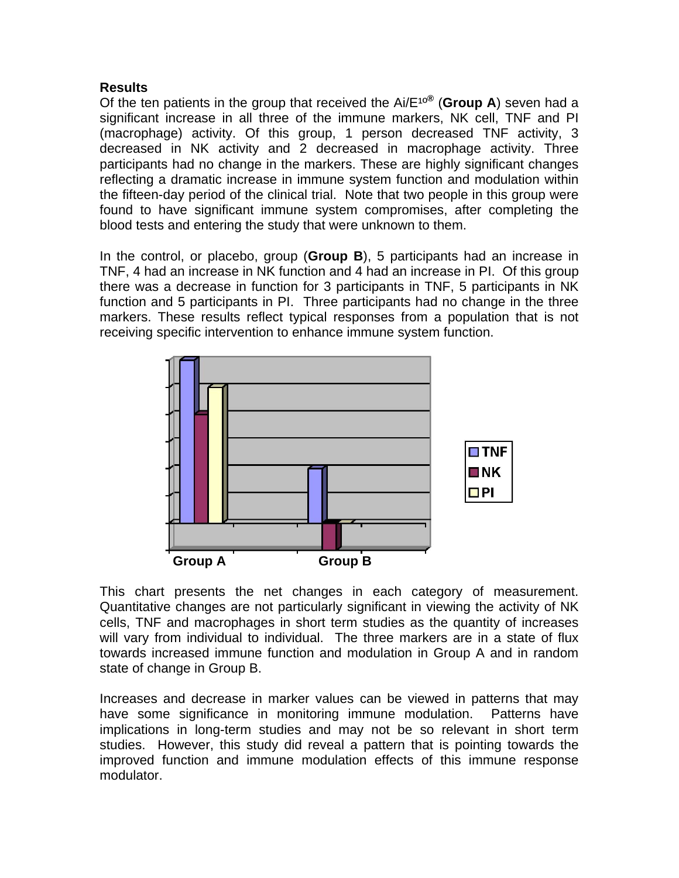**Results**

Of the ten patients in the group that received the Ai/E¹⁰® (**Group A**) seven had a significant increase in all three of the immune markers, NK cell, TNF and PI (macrophage) activity. Of this group, 1 person decreased TNF activity, 3 decreased in NK activity and 2 decreased in macrophage activity. Three participants had no change in the markers. These are highly significant changes reflecting a dramatic increase in immune system function and modulation within the fifteen-day period of the clinical trial. Note that two people in this group were found to have significant immune system compromises, after completing the blood tests and entering the study that were unknown to them.

In the control, or placebo, group (**Group B**), 5 participants had an increase in TNF, 4 had an increase in NK function and 4 had an increase in PI. Of this group there was a decrease in function for 3 participants in TNF, 5 participants in NK function and 5 participants in PI. Three participants had no change in the three markers. These results reflect typical responses from a population that is not receiving specific intervention to enhance immune system function.

Group A Group B

TNF
NK
PI

This chart presents the net changes in each category of measurement. Quantitative changes are not particularly significant in viewing the activity of NK cells, TNF and macrophages in short term studies as the quantity of increases will vary from individual to individual. The three markers are in a state of flux towards increased immune function and modulation in Group A and in random state of change in Group B.

Increases and decrease in marker values can be viewed in patterns that may have some significance in monitoring immune modulation. Patterns have implications in long-term studies and may not be so relevant in short term studies. However, this study did reveal a pattern that is pointing towards the improved function and immune modulation effects of this immune response modulator.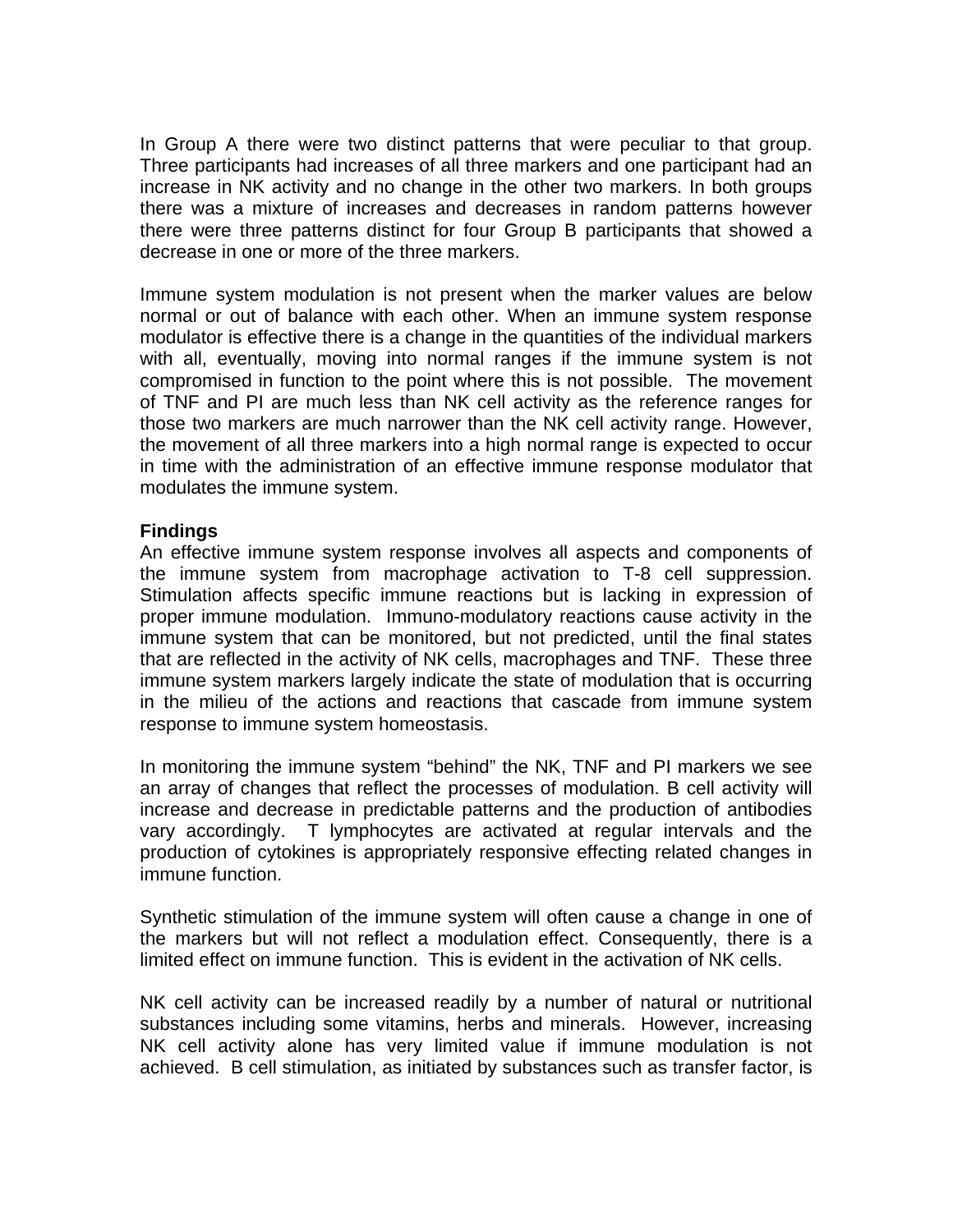In Group A there were two distinct patterns that were peculiar to that group. Three participants had increases of all three markers and one participant had an increase in NK activity and no change in the other two markers. In both groups there was a mixture of increases and decreases in random patterns however there were three patterns distinct for four Group B participants that showed a decrease in one or more of the three markers.

Immune system modulation is not present when the marker values are below normal or out of balance with each other. When an immune system response modulator is effective there is a change in the quantities of the individual markers with all, eventually, moving into normal ranges if the immune system is not compromised in function to the point where this is not possible. The movement of TNF and PI are much less than NK cell activity as the reference ranges for those two markers are much narrower than the NK cell activity range. However, the movement of all three markers into a high normal range is expected to occur in time with the administration of an effective immune response modulator that modulates the immune system.

**Findings**

An effective immune system response involves all aspects and components of the immune system from macrophage activation to T-8 cell suppression. Stimulation affects specific immune reactions but is lacking in expression of proper immune modulation. Immuno-modulatory reactions cause activity in the immune system that can be monitored, but not predicted, until the final states that are reflected in the activity of NK cells, macrophages and TNF. These three immune system markers largely indicate the state of modulation that is occurring in the milieu of the actions and reactions that cascade from immune system response to immune system homeostasis.

In monitoring the immune system "behind" the NK, TNF and PI markers we see an array of changes that reflect the processes of modulation. B cell activity will increase and decrease in predictable patterns and the production of antibodies vary accordingly. T lymphocytes are activated at regular intervals and the production of cytokines is appropriately responsive effecting related changes in immune function.

Synthetic stimulation of the immune system will often cause a change in one of the markers but will not reflect a modulation effect. Consequently, there is a limited effect on immune function. This is evident in the activation of NK cells.

NK cell activity can be increased readily by a number of natural or nutritional substances including some vitamins, herbs and minerals. However, increasing NK cell activity alone has very limited value if immune modulation is not achieved. B cell stimulation, as initiated by substances such as transfer factor, is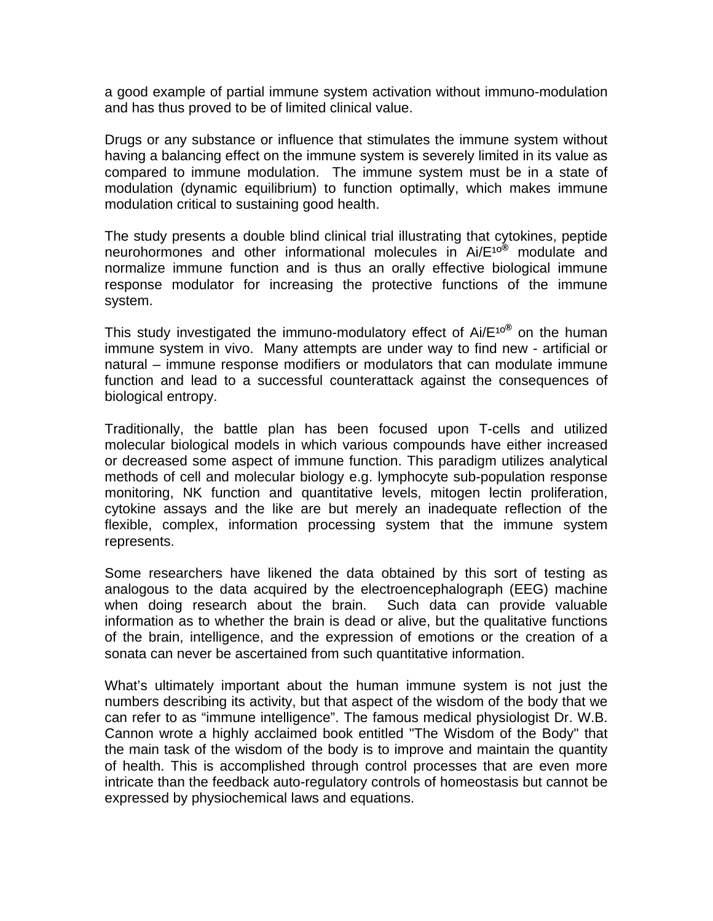a good example of partial immune system activation without immuno-modulation and has thus proved to be of limited clinical value.

Drugs or any substance or influence that stimulates the immune system without having a balancing effect on the immune system is severely limited in its value as compared to immune modulation. The immune system must be in a state of modulation (dynamic equilibrium) to function optimally, which makes immune modulation critical to sustaining good health.

The study presents a double blind clinical trial illustrating that cytokines, peptide neurohormones and other informational molecules in Ai/E¹⁰® modulate and normalize immune function and is thus an orally effective biological immune response modulator for increasing the protective functions of the immune system.

This study investigated the immuno-modulatory effect of Ai/E¹⁰® on the human immune system in vivo. Many attempts are under way to find new - artificial or natural – immune response modifiers or modulators that can modulate immune function and lead to a successful counterattack against the consequences of biological entropy.

Traditionally, the battle plan has been focused upon T-cells and utilized molecular biological models in which various compounds have either increased or decreased some aspect of immune function. This paradigm utilizes analytical methods of cell and molecular biology e.g. lymphocyte sub-population response monitoring, NK function and quantitative levels, mitogen lectin proliferation, cytokine assays and the like are but merely an inadequate reflection of the flexible, complex, information processing system that the immune system represents.

Some researchers have likened the data obtained by this sort of testing as analogous to the data acquired by the electroencephalograph (EEG) machine when doing research about the brain. Such data can provide valuable information as to whether the brain is dead or alive, but the qualitative functions of the brain, intelligence, and the expression of emotions or the creation of a sonata can never be ascertained from such quantitative information.

What's ultimately important about the human immune system is not just the numbers describing its activity, but that aspect of the wisdom of the body that we can refer to as "immune intelligence". The famous medical physiologist Dr. W.B. Cannon wrote a highly acclaimed book entitled "The Wisdom of the Body" that the main task of the wisdom of the body is to improve and maintain the quantity of health. This is accomplished through control processes that are even more intricate than the feedback auto-regulatory controls of homeostasis but cannot be expressed by physiochemical laws and equations.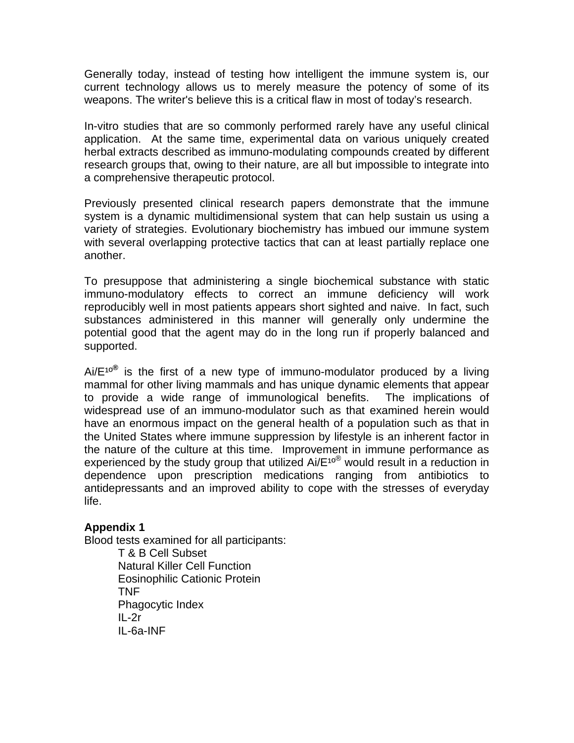Generally today, instead of testing how intelligent the immune system is, our current technology allows us to merely measure the potency of some of its weapons. The writer's believe this is a critical flaw in most of today's research.

In-vitro studies that are so commonly performed rarely have any useful clinical application. At the same time, experimental data on various uniquely created herbal extracts described as immuno-modulating compounds created by different research groups that, owing to their nature, are all but impossible to integrate into a comprehensive therapeutic protocol.

Previously presented clinical research papers demonstrate that the immune system is a dynamic multidimensional system that can help sustain us using a variety of strategies. Evolutionary biochemistry has imbued our immune system with several overlapping protective tactics that can at least partially replace one another.

To presuppose that administering a single biochemical substance with static immuno-modulatory effects to correct an immune deficiency will work reproducibly well in most patients appears short sighted and naive. In fact, such substances administered in this manner will generally only undermine the potential good that the agent may do in the long run if properly balanced and supported.

Ai/E¹⁰® is the first of a new type of immuno-modulator produced by a living mammal for other living mammals and has unique dynamic elements that appear to provide a wide range of immunological benefits. The implications of widespread use of an immuno-modulator such as that examined herein would have an enormous impact on the general health of a population such as that in the United States where immune suppression by lifestyle is an inherent factor in the nature of the culture at this time. Improvement in immune performance as experienced by the study group that utilized Ai/E¹⁰® would result in a reduction in dependence upon prescription medications ranging from antibiotics to antidepressants and an improved ability to cope with the stresses of everyday life.

**Appendix 1**

Blood tests examined for all participants:

- T & B Cell Subset
- Natural Killer Cell Function
- Eosinophilic Cationic Protein
- TNF
- Phagocytic Index
- IL-2r
- IL-6a-INF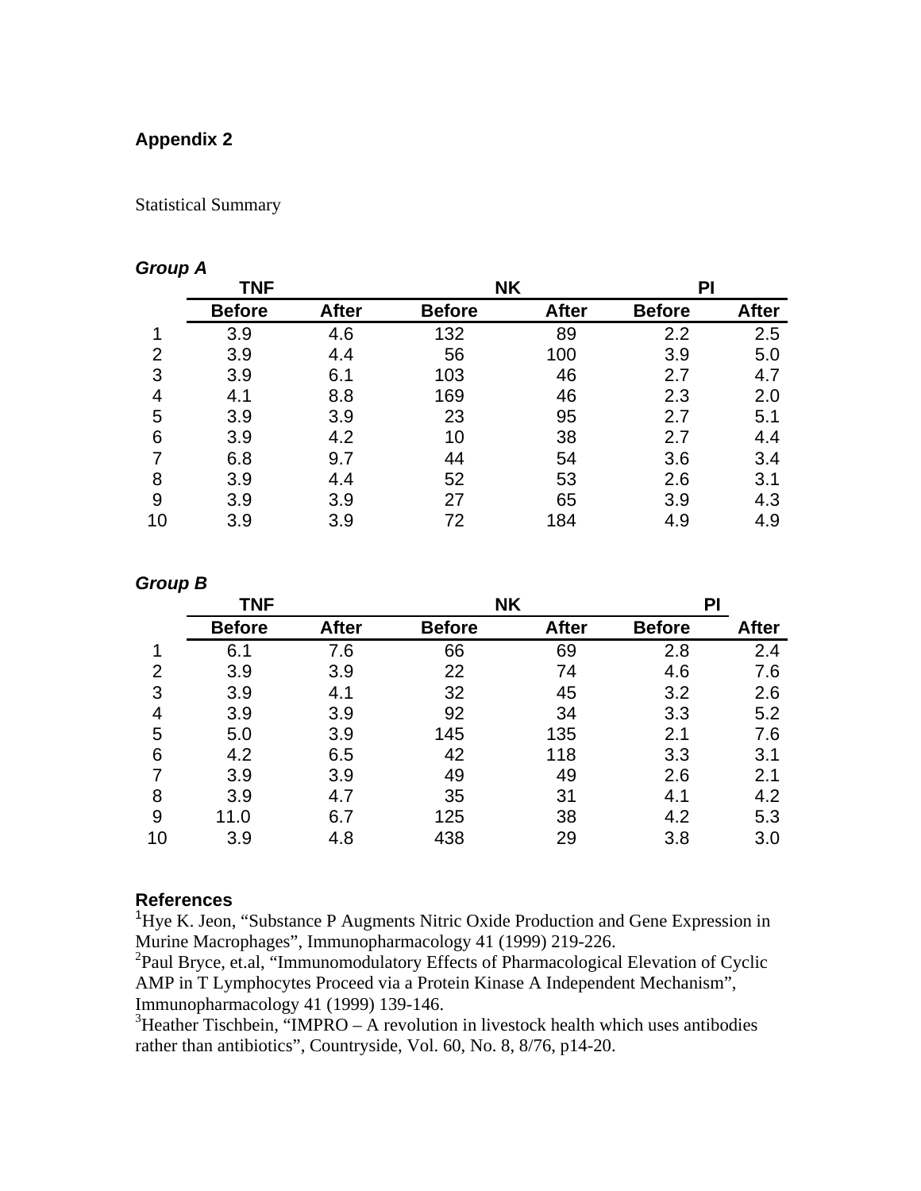**Appendix 2**

Statistical Summary

***Group A***

| | TNF | | NK | | PI | |
|---|---|---|---|---|---|---|
| | **Before** | **After** | **Before** | **After** | **Before** | **After** |
| 1 | 3.9 | 4.6 | 132 | 89 | 2.2 | 2.5 |
| 2 | 3.9 | 4.4 | 56 | 100 | 3.9 | 5.0 |
| 3 | 3.9 | 6.1 | 103 | 46 | 2.7 | 4.7 |
| 4 | 4.1 | 8.8 | 169 | 46 | 2.3 | 2.0 |
| 5 | 3.9 | 3.9 | 23 | 95 | 2.7 | 5.1 |
| 6 | 3.9 | 4.2 | 10 | 38 | 2.7 | 4.4 |
| 7 | 6.8 | 9.7 | 44 | 54 | 3.6 | 3.4 |
| 8 | 3.9 | 4.4 | 52 | 53 | 2.6 | 3.1 |
| 9 | 3.9 | 3.9 | 27 | 65 | 3.9 | 4.3 |
| 10 | 3.9 | 3.9 | 72 | 184 | 4.9 | 4.9 |

***Group B***

| | TNF | | NK | | PI | |
|---|---|---|---|---|---|---|
| | **Before** | **After** | **Before** | **After** | **Before** | **After** |
| 1 | 6.1 | 7.6 | 66 | 69 | 2.8 | 2.4 |
| 2 | 3.9 | 3.9 | 22 | 74 | 4.6 | 7.6 |
| 3 | 3.9 | 4.1 | 32 | 45 | 3.2 | 2.6 |
| 4 | 3.9 | 3.9 | 92 | 34 | 3.3 | 5.2 |
| 5 | 5.0 | 3.9 | 145 | 135 | 2.1 | 7.6 |
| 6 | 4.2 | 6.5 | 42 | 118 | 3.3 | 3.1 |
| 7 | 3.9 | 3.9 | 49 | 49 | 2.6 | 2.1 |
| 8 | 3.9 | 4.7 | 35 | 31 | 4.1 | 4.2 |
| 9 | 11.0 | 6.7 | 125 | 38 | 4.2 | 5.3 |
| 10 | 3.9 | 4.8 | 438 | 29 | 3.8 | 3.0 |

**References**

[1]Hye K. Jeon, "Substance P Augments Nitric Oxide Production and Gene Expression in Murine Macrophages", Immunopharmacology 41 (1999) 219-226.

[2]Paul Bryce, et.al, "Immunomodulatory Effects of Pharmacological Elevation of Cyclic AMP in T Lymphocytes Proceed via a Protein Kinase A Independent Mechanism", Immunopharmacology 41 (1999) 139-146.

[3]Heather Tischbein, "IMPRO – A revolution in livestock health which uses antibodies rather than antibiotics", Countryside, Vol. 60, No. 8, 8/76, p14-20.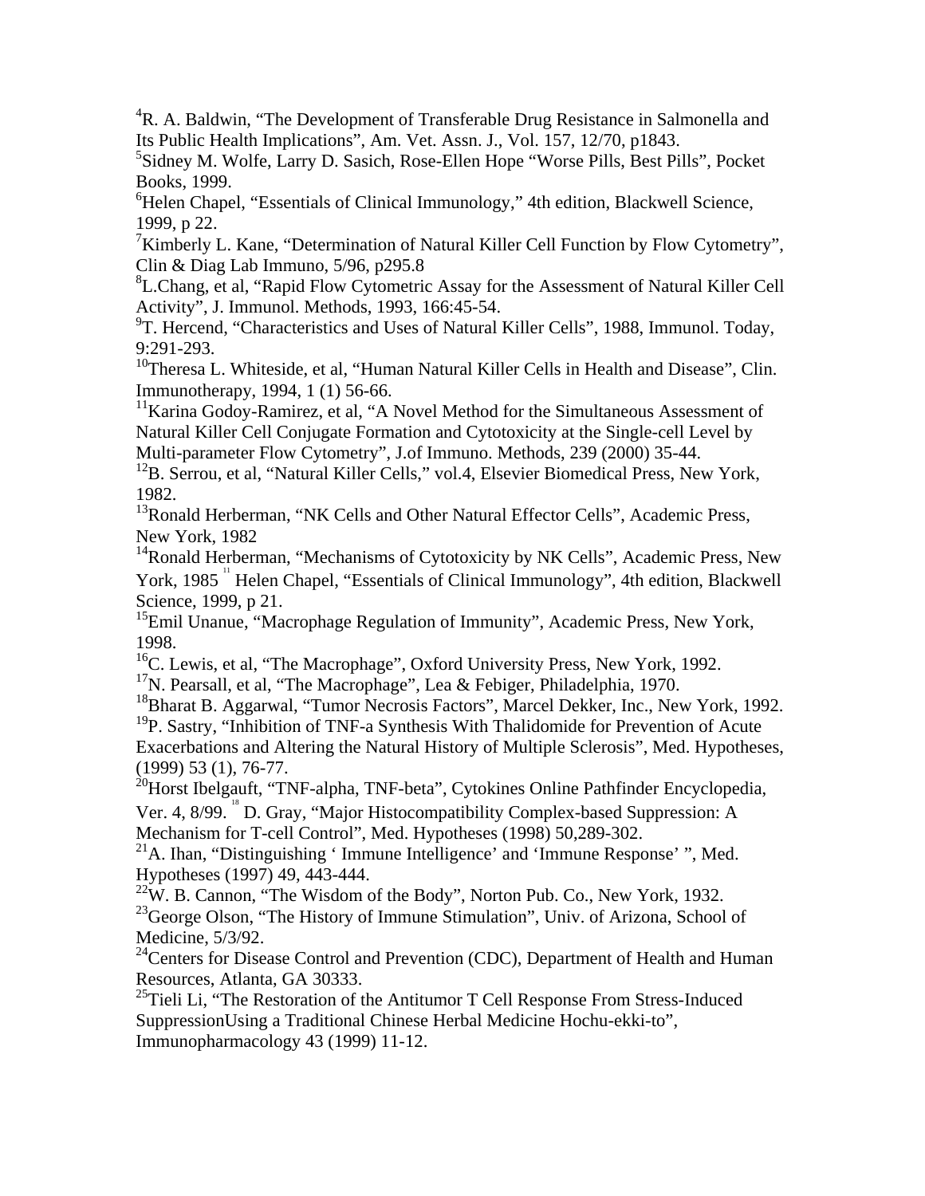[4]R. A. Baldwin, "The Development of Transferable Drug Resistance in Salmonella and Its Public Health Implications", Am. Vet. Assn. J., Vol. 157, 12/70, p1843.

[5]Sidney M. Wolfe, Larry D. Sasich, Rose-Ellen Hope "Worse Pills, Best Pills", Pocket Books, 1999.

[6]Helen Chapel, "Essentials of Clinical Immunology," 4th edition, Blackwell Science, 1999, p 22.

[7]Kimberly L. Kane, "Determination of Natural Killer Cell Function by Flow Cytometry", Clin & Diag Lab Immuno, 5/96, p295.8

[8]L.Chang, et al, "Rapid Flow Cytometric Assay for the Assessment of Natural Killer Cell Activity", J. Immunol. Methods, 1993, 166:45-54.

[9]T. Hercend, "Characteristics and Uses of Natural Killer Cells", 1988, Immunol. Today, 9:291-293.

[10]Theresa L. Whiteside, et al, "Human Natural Killer Cells in Health and Disease", Clin. Immunotherapy, 1994, 1 (1) 56-66.

[11]Karina Godoy-Ramirez, et al, "A Novel Method for the Simultaneous Assessment of Natural Killer Cell Conjugate Formation and Cytotoxicity at the Single-cell Level by Multi-parameter Flow Cytometry", J.of Immuno. Methods, 239 (2000) 35-44.

[12]B. Serrou, et al, "Natural Killer Cells," vol.4, Elsevier Biomedical Press, New York, 1982.

[13]Ronald Herberman, "NK Cells and Other Natural Effector Cells", Academic Press, New York, 1982

[14]Ronald Herberman, "Mechanisms of Cytotoxicity by NK Cells", Academic Press, New York, 1985 [11] Helen Chapel, "Essentials of Clinical Immunology", 4th edition, Blackwell Science, 1999, p 21.

[15]Emil Unanue, "Macrophage Regulation of Immunity", Academic Press, New York, 1998.

[16]C. Lewis, et al, "The Macrophage", Oxford University Press, New York, 1992.

[17]N. Pearsall, et al, "The Macrophage", Lea & Febiger, Philadelphia, 1970.

[18]Bharat B. Aggarwal, "Tumor Necrosis Factors", Marcel Dekker, Inc., New York, 1992.

[19]P. Sastry, "Inhibition of TNF-a Synthesis With Thalidomide for Prevention of Acute Exacerbations and Altering the Natural History of Multiple Sclerosis", Med. Hypotheses, (1999) 53 (1), 76-77.

[20]Horst Ibelgauft, "TNF-alpha, TNF-beta", Cytokines Online Pathfinder Encyclopedia, Ver. 4, 8/99. [18] D. Gray, "Major Histocompatibility Complex-based Suppression: A Mechanism for T-cell Control", Med. Hypotheses (1998) 50,289-302.

[21]A. Ihan, "Distinguishing ' Immune Intelligence' and 'Immune Response' ", Med. Hypotheses (1997) 49, 443-444.

[22]W. B. Cannon, "The Wisdom of the Body", Norton Pub. Co., New York, 1932.

[23]George Olson, "The History of Immune Stimulation", Univ. of Arizona, School of Medicine, 5/3/92.

[24]Centers for Disease Control and Prevention (CDC), Department of Health and Human Resources, Atlanta, GA 30333.

[25]Tieli Li, "The Restoration of the Antitumor T Cell Response From Stress-Induced SuppressionUsing a Traditional Chinese Herbal Medicine Hochu-ekki-to", Immunopharmacology 43 (1999) 11-12.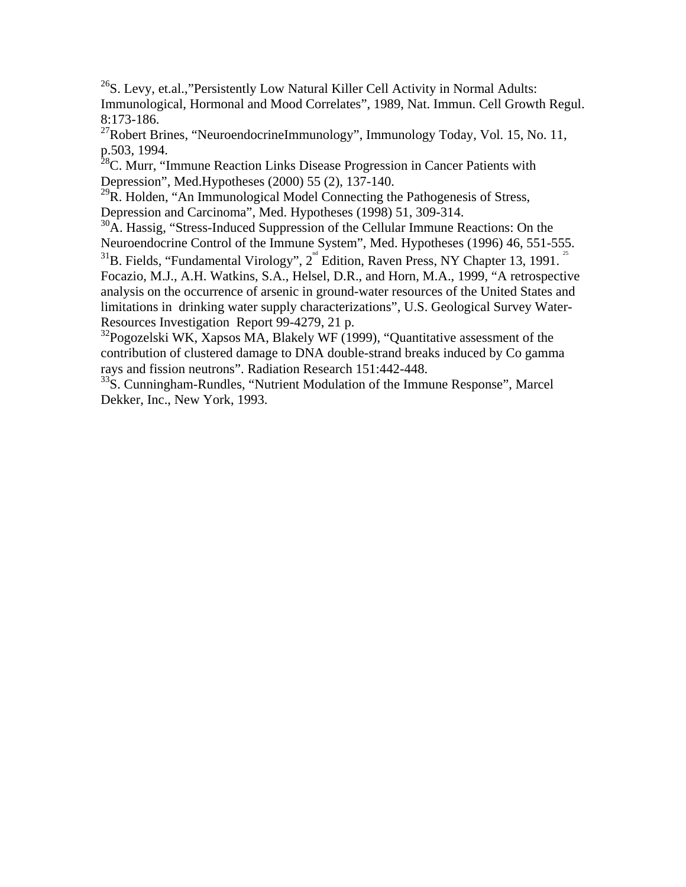[26]S. Levy, et.al.,"Persistently Low Natural Killer Cell Activity in Normal Adults: Immunological, Hormonal and Mood Correlates", 1989, Nat. Immun. Cell Growth Regul. 8:173-186.

[27]Robert Brines, "NeuroendocrineImmunology", Immunology Today, Vol. 15, No. 11, p.503, 1994.

[28]C. Murr, "Immune Reaction Links Disease Progression in Cancer Patients with Depression", Med.Hypotheses (2000) 55 (2), 137-140.

[29]R. Holden, "An Immunological Model Connecting the Pathogenesis of Stress, Depression and Carcinoma", Med. Hypotheses (1998) 51, 309-314.

[30]A. Hassig, "Stress-Induced Suppression of the Cellular Immune Reactions: On the Neuroendocrine Control of the Immune System", Med. Hypotheses (1996) 46, 551-555.

[31]B. Fields, "Fundamental Virology", 2nd Edition, Raven Press, NY Chapter 13, 1991. [25] Focazio, M.J., A.H. Watkins, S.A., Helsel, D.R., and Horn, M.A., 1999, "A retrospective analysis on the occurrence of arsenic in ground-water resources of the United States and limitations in drinking water supply characterizations", U.S. Geological Survey Water-Resources Investigation Report 99-4279, 21 p.

[32]Pogozelski WK, Xapsos MA, Blakely WF (1999), "Quantitative assessment of the contribution of clustered damage to DNA double-strand breaks induced by Co gamma rays and fission neutrons". Radiation Research 151:442-448.

[33]S. Cunningham-Rundles, "Nutrient Modulation of the Immune Response", Marcel Dekker, Inc., New York, 1993.